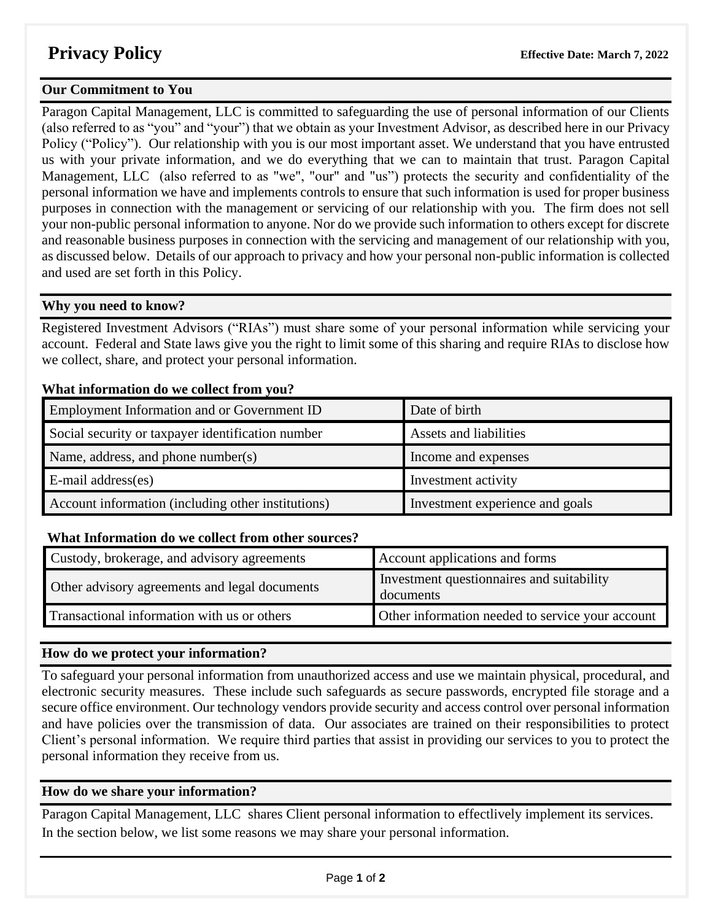# Privacy Policy

**Effective Date: March 7, 2022**

## Our Commitment to You

Paragon Capital Management, LLC is committed to safeguarding the use of personal information of our Clients (also referred to as "you" and "your") that we obtain as your Investment Advisor, as described here in our Privacy Policy ("Policy"). Our relationship with you is our most important asset. We understand that you have entrusted us with your private information, and we do everything that we can to maintain that trust. Paragon Capital Management, LLC (also referred to as "we", "our" and "us") protects the security and confidentiality of the personal information we have and implements controls to ensure that such information is used for proper business purposes in connection with the management or servicing of our relationship with you. The firm does not sell your non-public personal information to anyone. Nor do we provide such information to others except for discrete and reasonable business purposes in connection with the servicing and management of our relationship with you, as discussed below. Details of our approach to privacy and how your personal non-public information is collected and used are set forth in this Policy.

## Why you need to know?

Registered Investment Advisors ("RIAs") must share some of your personal information while servicing your account. Federal and State laws give you the right to limit some of this sharing and require RIAs to disclose how we collect, share, and protect your personal information.

### What information do we collect from you?

| | |
|---|---|
| Employment Information and or Government ID | Date of birth |
| Social security or taxpayer identification number | Assets and liabilities |
| Name, address, and phone number(s) | Income and expenses |
| E-mail address(es) | Investment activity |
| Account information (including other institutions) | Investment experience and goals |

### What Information do we collect from other sources?

| | |
|---|---|
| Custody, brokerage, and advisory agreements | Account applications and forms |
| Other advisory agreements and legal documents | Investment questionnaires and suitability documents |
| Transactional information with us or others | Other information needed to service your account |

## How do we protect your information?

To safeguard your personal information from unauthorized access and use we maintain physical, procedural, and electronic security measures. These include such safeguards as secure passwords, encrypted file storage and a secure office environment. Our technology vendors provide security and access control over personal information and have policies over the transmission of data. Our associates are trained on their responsibilities to protect Client's personal information. We require third parties that assist in providing our services to you to protect the personal information they receive from us.

## How do we share your information?

Paragon Capital Management, LLC shares Client personal information to effectlively implement its services. In the section below, we list some reasons we may share your personal information.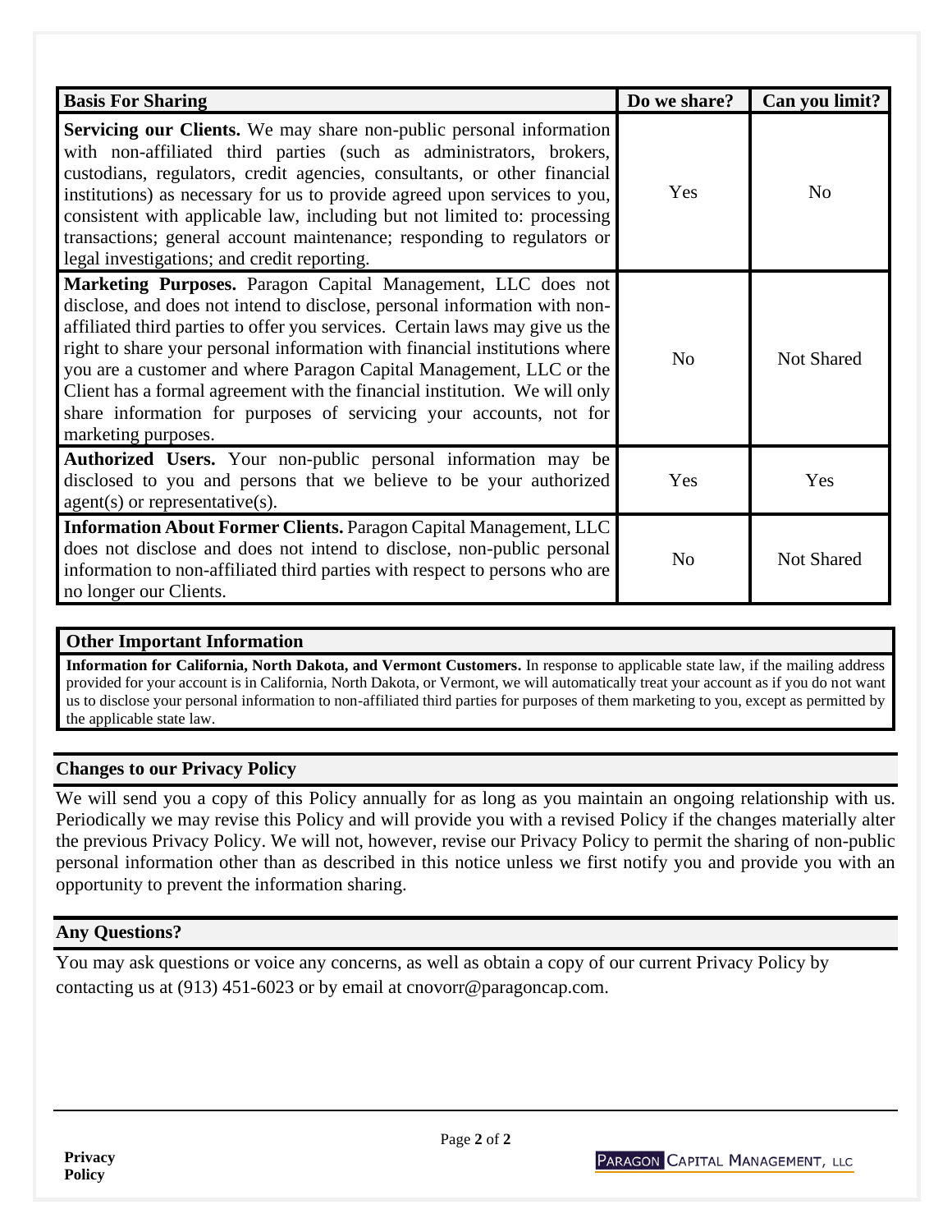| Basis For Sharing | Do we share? | Can you limit? |
|---|---|---|
| **Servicing our Clients.** We may share non-public personal information with non-affiliated third parties (such as administrators, brokers, custodians, regulators, credit agencies, consultants, or other financial institutions) as necessary for us to provide agreed upon services to you, consistent with applicable law, including but not limited to: processing transactions; general account maintenance; responding to regulators or legal investigations; and credit reporting. | Yes | No |
| **Marketing Purposes.** Paragon Capital Management, LLC does not disclose, and does not intend to disclose, personal information with non-affiliated third parties to offer you services. Certain laws may give us the right to share your personal information with financial institutions where you are a customer and where Paragon Capital Management, LLC or the Client has a formal agreement with the financial institution. We will only share information for purposes of servicing your accounts, not for marketing purposes. | No | Not Shared |
| **Authorized Users.** Your non-public personal information may be disclosed to you and persons that we believe to be your authorized agent(s) or representative(s). | Yes | Yes |
| **Information About Former Clients.** Paragon Capital Management, LLC does not disclose and does not intend to disclose, non-public personal information to non-affiliated third parties with respect to persons who are no longer our Clients. | No | Not Shared |

## Other Important Information

**Information for California, North Dakota, and Vermont Customers.** In response to applicable state law, if the mailing address provided for your account is in California, North Dakota, or Vermont, we will automatically treat your account as if you do not want us to disclose your personal information to non-affiliated third parties for purposes of them marketing to you, except as permitted by the applicable state law.

## Changes to our Privacy Policy

We will send you a copy of this Policy annually for as long as you maintain an ongoing relationship with us. Periodically we may revise this Policy and will provide you with a revised Policy if the changes materially alter the previous Privacy Policy. We will not, however, revise our Privacy Policy to permit the sharing of non-public personal information other than as described in this notice unless we first notify you and provide you with an opportunity to prevent the information sharing.

## Any Questions?

You may ask questions or voice any concerns, as well as obtain a copy of our current Privacy Policy by contacting us at (913) 451-6023 or by email at cnovorr@paragoncap.com.